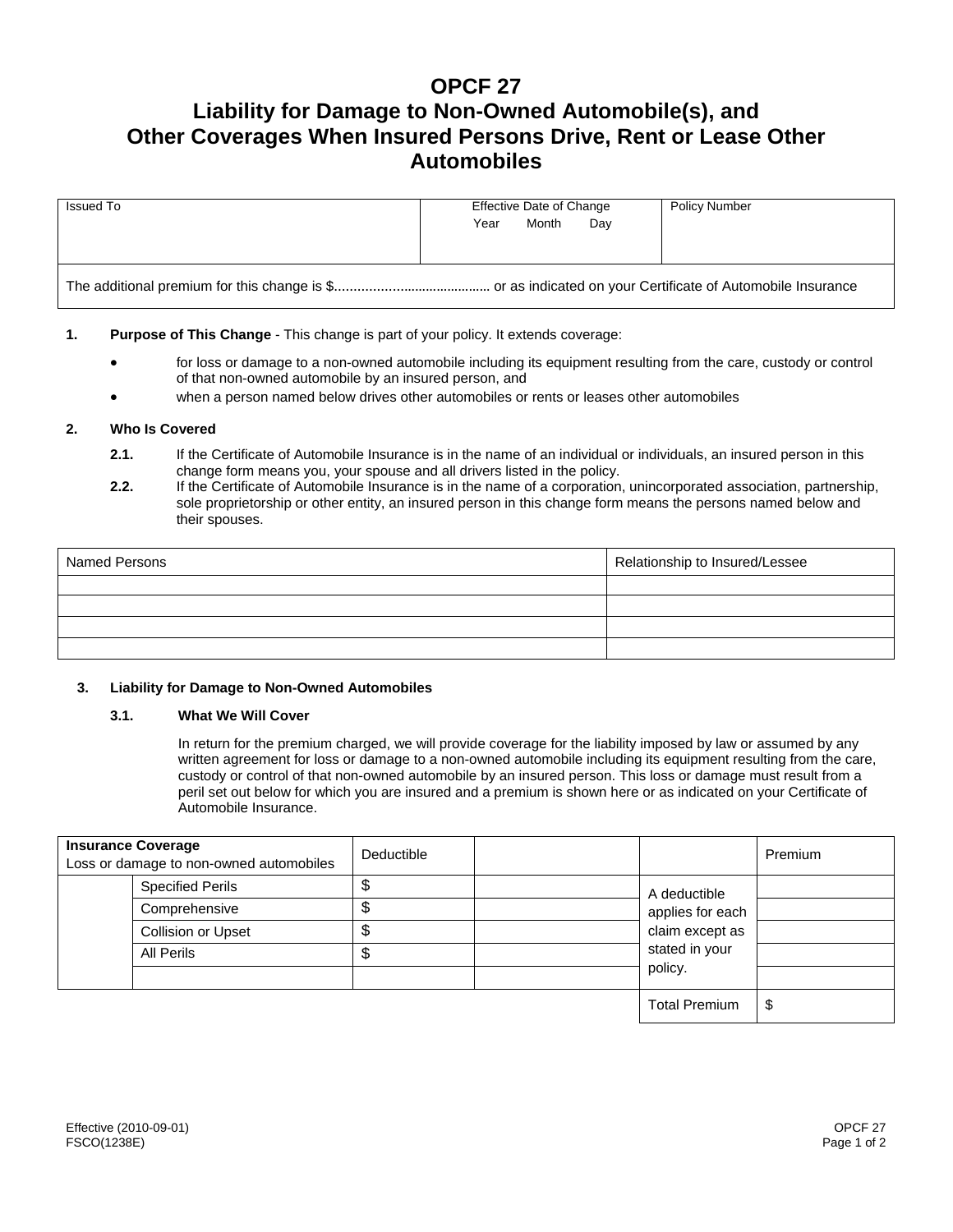# OPCF 27

# Liability for Damage to Non-Owned Automobile(s), and Other Coverages When Insured Persons Drive, Rent or Lease Other Automobiles

| Issued To | Effective Date of Change<br>Year Month Day | Policy Number |
|---|---|---|
| | | |

The additional premium for this change is $.......................................... or as indicated on your Certificate of Automobile Insurance

**1. Purpose of This Change** - This change is part of your policy. It extends coverage:

- for loss or damage to a non-owned automobile including its equipment resulting from the care, custody or control of that non-owned automobile by an insured person, and
- when a person named below drives other automobiles or rents or leases other automobiles

**2. Who Is Covered**

**2.1.** If the Certificate of Automobile Insurance is in the name of an individual or individuals, an insured person in this change form means you, your spouse and all drivers listed in the policy.

**2.2.** If the Certificate of Automobile Insurance is in the name of a corporation, unincorporated association, partnership, sole proprietorship or other entity, an insured person in this change form means the persons named below and their spouses.

| Named Persons | Relationship to Insured/Lessee |
|---|---|
| | |
| | |
| | |
| | |

**3. Liability for Damage to Non-Owned Automobiles**

**3.1. What We Will Cover**

In return for the premium charged, we will provide coverage for the liability imposed by law or assumed by any written agreement for loss or damage to a non-owned automobile including its equipment resulting from the care, custody or control of that non-owned automobile by an insured person. This loss or damage must result from a peril set out below for which you are insured and a premium is shown here or as indicated on your Certificate of Automobile Insurance.

| **Insurance Coverage**<br>Loss or damage to non-owned automobiles | | Deductible | | | Premium |
|---|---|---|---|---|---|
| | Specified Perils | $ | | A deductible applies for each claim except as stated in your policy. | |
| | Comprehensive | $ | | | |
| | Collision or Upset | $ | | | |
| | All Perils | $ | | | |
| | | | | | |
| | | | | Total Premium | $ |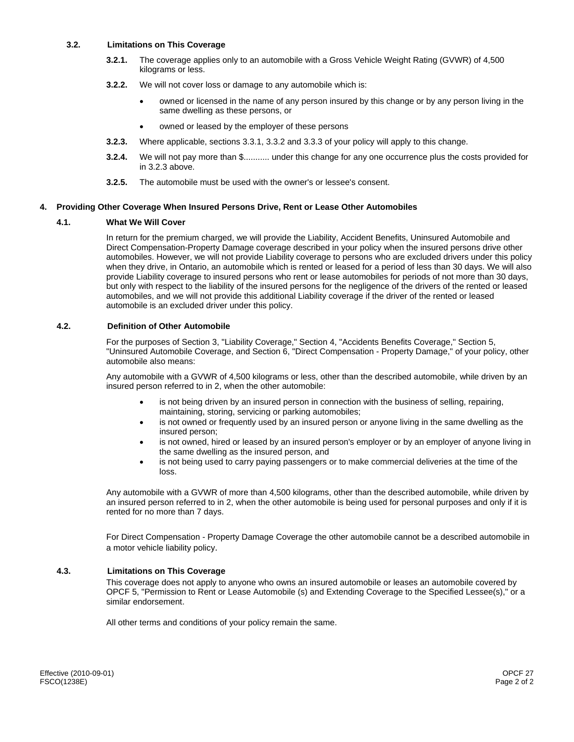### 3.2. Limitations on This Coverage

**3.2.1.** The coverage applies only to an automobile with a Gross Vehicle Weight Rating (GVWR) of 4,500 kilograms or less.

**3.2.2.** We will not cover loss or damage to any automobile which is:

- owned or licensed in the name of any person insured by this change or by any person living in the same dwelling as these persons, or
- owned or leased by the employer of these persons

**3.2.3.** Where applicable, sections 3.3.1, 3.3.2 and 3.3.3 of your policy will apply to this change.

**3.2.4.** We will not pay more than $........... under this change for any one occurrence plus the costs provided for in 3.2.3 above.

**3.2.5.** The automobile must be used with the owner's or lessee's consent.

## 4. Providing Other Coverage When Insured Persons Drive, Rent or Lease Other Automobiles

### 4.1. What We Will Cover

In return for the premium charged, we will provide the Liability, Accident Benefits, Uninsured Automobile and Direct Compensation-Property Damage coverage described in your policy when the insured persons drive other automobiles. However, we will not provide Liability coverage to persons who are excluded drivers under this policy when they drive, in Ontario, an automobile which is rented or leased for a period of less than 30 days. We will also provide Liability coverage to insured persons who rent or lease automobiles for periods of not more than 30 days, but only with respect to the liability of the insured persons for the negligence of the drivers of the rented or leased automobiles, and we will not provide this additional Liability coverage if the driver of the rented or leased automobile is an excluded driver under this policy.

### 4.2. Definition of Other Automobile

For the purposes of Section 3, "Liability Coverage," Section 4, "Accidents Benefits Coverage," Section 5, "Uninsured Automobile Coverage, and Section 6, "Direct Compensation - Property Damage," of your policy, other automobile also means:

Any automobile with a GVWR of 4,500 kilograms or less, other than the described automobile, while driven by an insured person referred to in 2, when the other automobile:

- is not being driven by an insured person in connection with the business of selling, repairing, maintaining, storing, servicing or parking automobiles;
- is not owned or frequently used by an insured person or anyone living in the same dwelling as the insured person;
- is not owned, hired or leased by an insured person's employer or by an employer of anyone living in the same dwelling as the insured person, and
- is not being used to carry paying passengers or to make commercial deliveries at the time of the loss.

Any automobile with a GVWR of more than 4,500 kilograms, other than the described automobile, while driven by an insured person referred to in 2, when the other automobile is being used for personal purposes and only if it is rented for no more than 7 days.

For Direct Compensation - Property Damage Coverage the other automobile cannot be a described automobile in a motor vehicle liability policy.

### 4.3. Limitations on This Coverage

This coverage does not apply to anyone who owns an insured automobile or leases an automobile covered by OPCF 5, "Permission to Rent or Lease Automobile (s) and Extending Coverage to the Specified Lessee(s)," or a similar endorsement.

All other terms and conditions of your policy remain the same.

Effective (2010-09-01)
FSCO(1238E)

OPCF 27